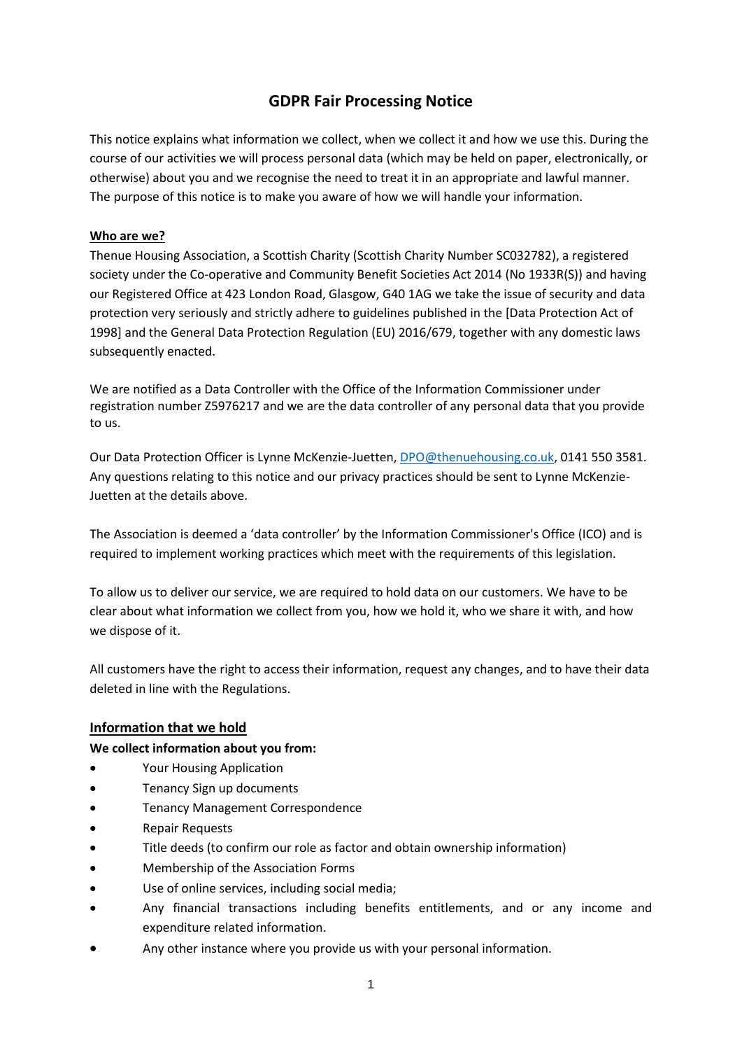# GDPR Fair Processing Notice

This notice explains what information we collect, when we collect it and how we use this. During the course of our activities we will process personal data (which may be held on paper, electronically, or otherwise) about you and we recognise the need to treat it in an appropriate and lawful manner. The purpose of this notice is to make you aware of how we will handle your information.

**Who are we?**

Thenue Housing Association, a Scottish Charity (Scottish Charity Number SC032782), a registered society under the Co-operative and Community Benefit Societies Act 2014 (No 1933R(S)) and having our Registered Office at 423 London Road, Glasgow, G40 1AG we take the issue of security and data protection very seriously and strictly adhere to guidelines published in the [Data Protection Act of 1998] and the General Data Protection Regulation (EU) 2016/679, together with any domestic laws subsequently enacted.

We are notified as a Data Controller with the Office of the Information Commissioner under registration number Z5976217 and we are the data controller of any personal data that you provide to us.

Our Data Protection Officer is Lynne McKenzie-Juetten, DPO@thenuehousing.co.uk, 0141 550 3581. Any questions relating to this notice and our privacy practices should be sent to Lynne McKenzie-Juetten at the details above.

The Association is deemed a 'data controller' by the Information Commissioner's Office (ICO) and is required to implement working practices which meet with the requirements of this legislation.

To allow us to deliver our service, we are required to hold data on our customers. We have to be clear about what information we collect from you, how we hold it, who we share it with, and how we dispose of it.

All customers have the right to access their information, request any changes, and to have their data deleted in line with the Regulations.

## Information that we hold

**We collect information about you from:**

- Your Housing Application
- Tenancy Sign up documents
- Tenancy Management Correspondence
- Repair Requests
- Title deeds (to confirm our role as factor and obtain ownership information)
- Membership of the Association Forms
- Use of online services, including social media;
- Any financial transactions including benefits entitlements, and or any income and expenditure related information.
- Any other instance where you provide us with your personal information.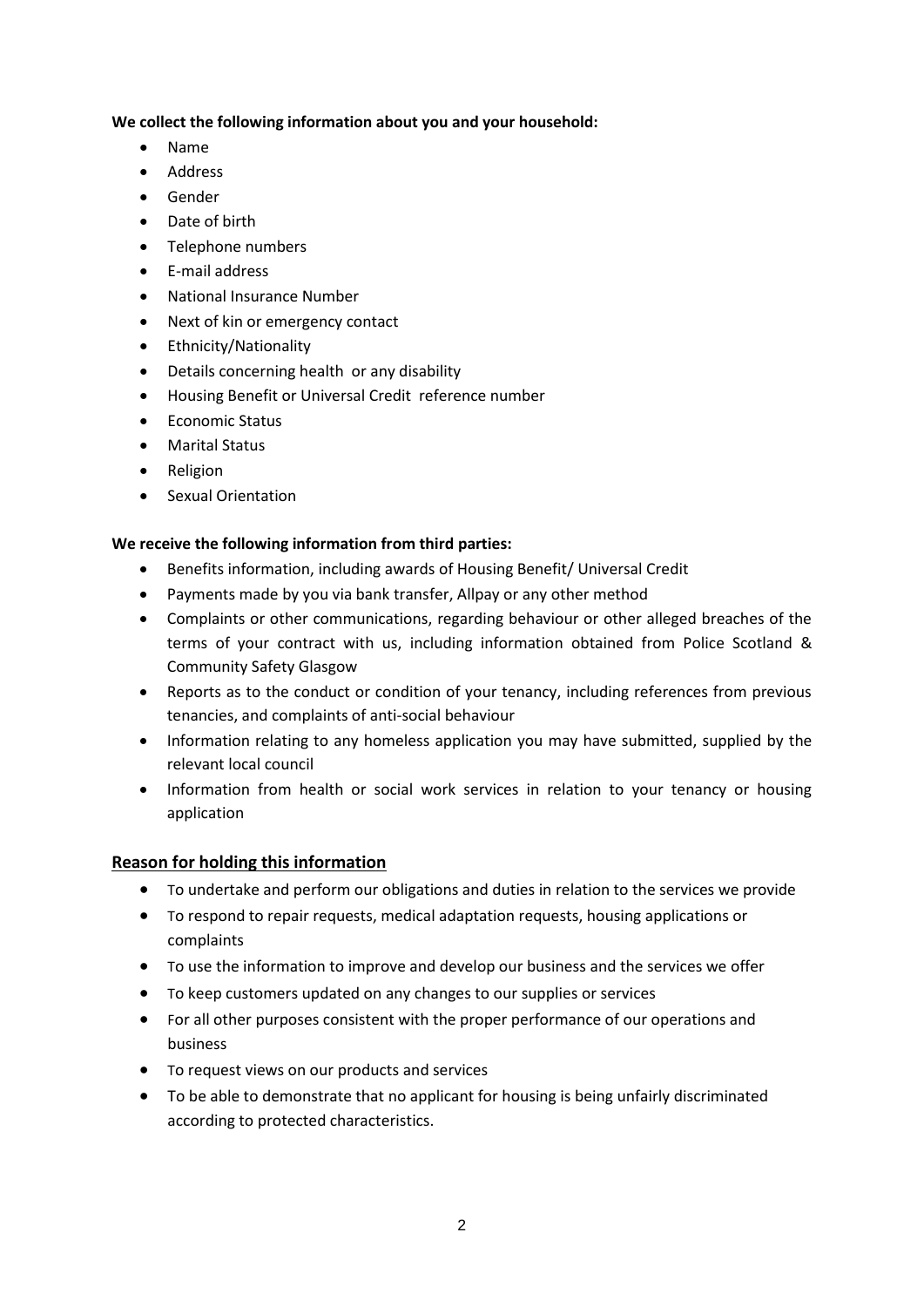**We collect the following information about you and your household:**

- Name
- Address
- Gender
- Date of birth
- Telephone numbers
- E-mail address
- National Insurance Number
- Next of kin or emergency contact
- Ethnicity/Nationality
- Details concerning health or any disability
- Housing Benefit or Universal Credit reference number
- Economic Status
- Marital Status
- Religion
- Sexual Orientation

**We receive the following information from third parties:**

- Benefits information, including awards of Housing Benefit/ Universal Credit
- Payments made by you via bank transfer, Allpay or any other method
- Complaints or other communications, regarding behaviour or other alleged breaches of the terms of your contract with us, including information obtained from Police Scotland & Community Safety Glasgow
- Reports as to the conduct or condition of your tenancy, including references from previous tenancies, and complaints of anti-social behaviour
- Information relating to any homeless application you may have submitted, supplied by the relevant local council
- Information from health or social work services in relation to your tenancy or housing application

## Reason for holding this information

- To undertake and perform our obligations and duties in relation to the services we provide
- To respond to repair requests, medical adaptation requests, housing applications or complaints
- To use the information to improve and develop our business and the services we offer
- To keep customers updated on any changes to our supplies or services
- For all other purposes consistent with the proper performance of our operations and business
- To request views on our products and services
- To be able to demonstrate that no applicant for housing is being unfairly discriminated according to protected characteristics.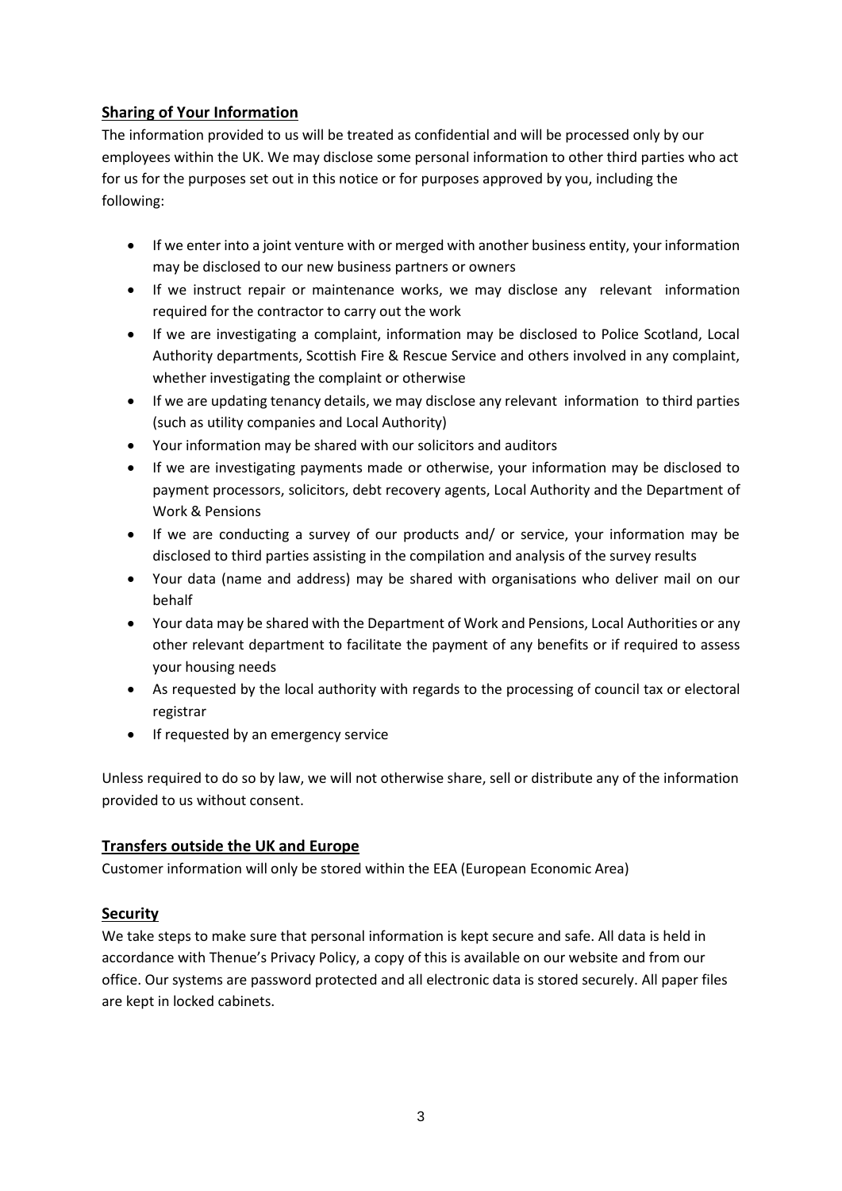## Sharing of Your Information

The information provided to us will be treated as confidential and will be processed only by our employees within the UK. We may disclose some personal information to other third parties who act for us for the purposes set out in this notice or for purposes approved by you, including the following:

- If we enter into a joint venture with or merged with another business entity, your information may be disclosed to our new business partners or owners
- If we instruct repair or maintenance works, we may disclose any relevant information required for the contractor to carry out the work
- If we are investigating a complaint, information may be disclosed to Police Scotland, Local Authority departments, Scottish Fire & Rescue Service and others involved in any complaint, whether investigating the complaint or otherwise
- If we are updating tenancy details, we may disclose any relevant information to third parties (such as utility companies and Local Authority)
- Your information may be shared with our solicitors and auditors
- If we are investigating payments made or otherwise, your information may be disclosed to payment processors, solicitors, debt recovery agents, Local Authority and the Department of Work & Pensions
- If we are conducting a survey of our products and/ or service, your information may be disclosed to third parties assisting in the compilation and analysis of the survey results
- Your data (name and address) may be shared with organisations who deliver mail on our behalf
- Your data may be shared with the Department of Work and Pensions, Local Authorities or any other relevant department to facilitate the payment of any benefits or if required to assess your housing needs
- As requested by the local authority with regards to the processing of council tax or electoral registrar
- If requested by an emergency service

Unless required to do so by law, we will not otherwise share, sell or distribute any of the information provided to us without consent.

## Transfers outside the UK and Europe

Customer information will only be stored within the EEA (European Economic Area)

## Security

We take steps to make sure that personal information is kept secure and safe. All data is held in accordance with Thenue's Privacy Policy, a copy of this is available on our website and from our office. Our systems are password protected and all electronic data is stored securely. All paper files are kept in locked cabinets.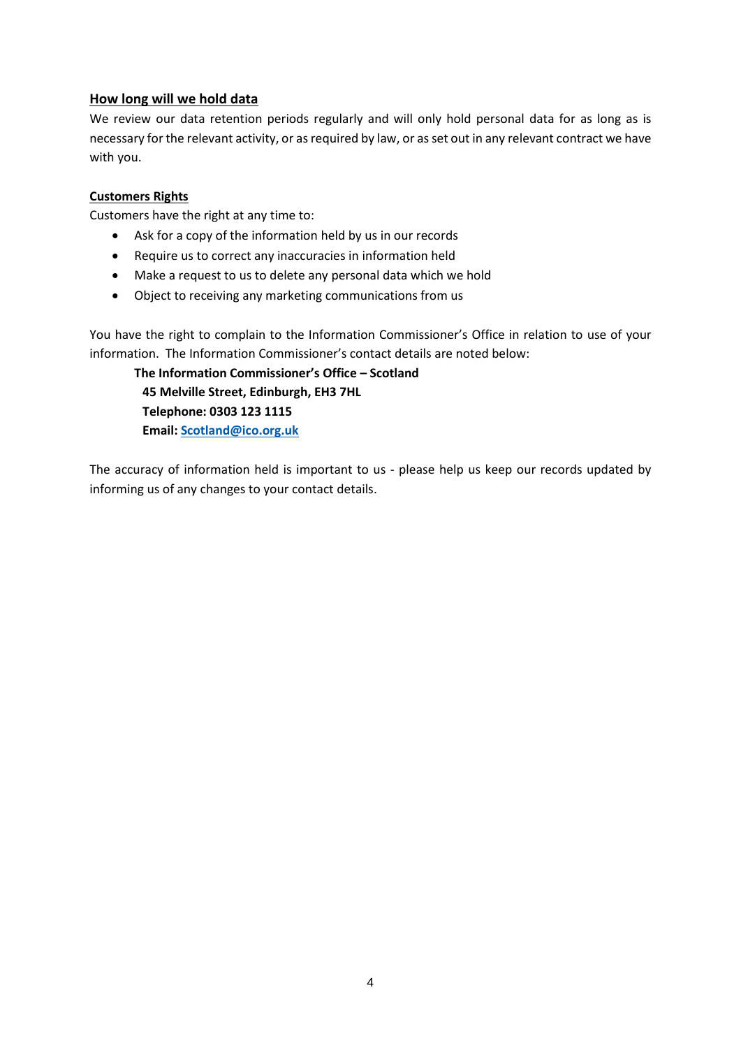## How long will we hold data

We review our data retention periods regularly and will only hold personal data for as long as is necessary for the relevant activity, or as required by law, or as set out in any relevant contract we have with you.

### Customers Rights

Customers have the right at any time to:

- Ask for a copy of the information held by us in our records
- Require us to correct any inaccuracies in information held
- Make a request to us to delete any personal data which we hold
- Object to receiving any marketing communications from us

You have the right to complain to the Information Commissioner's Office in relation to use of your information. The Information Commissioner's contact details are noted below:

**The Information Commissioner's Office – Scotland**
**45 Melville Street, Edinburgh, EH3 7HL**
**Telephone: 0303 123 1115**
**Email: Scotland@ico.org.uk**

The accuracy of information held is important to us - please help us keep our records updated by informing us of any changes to your contact details.